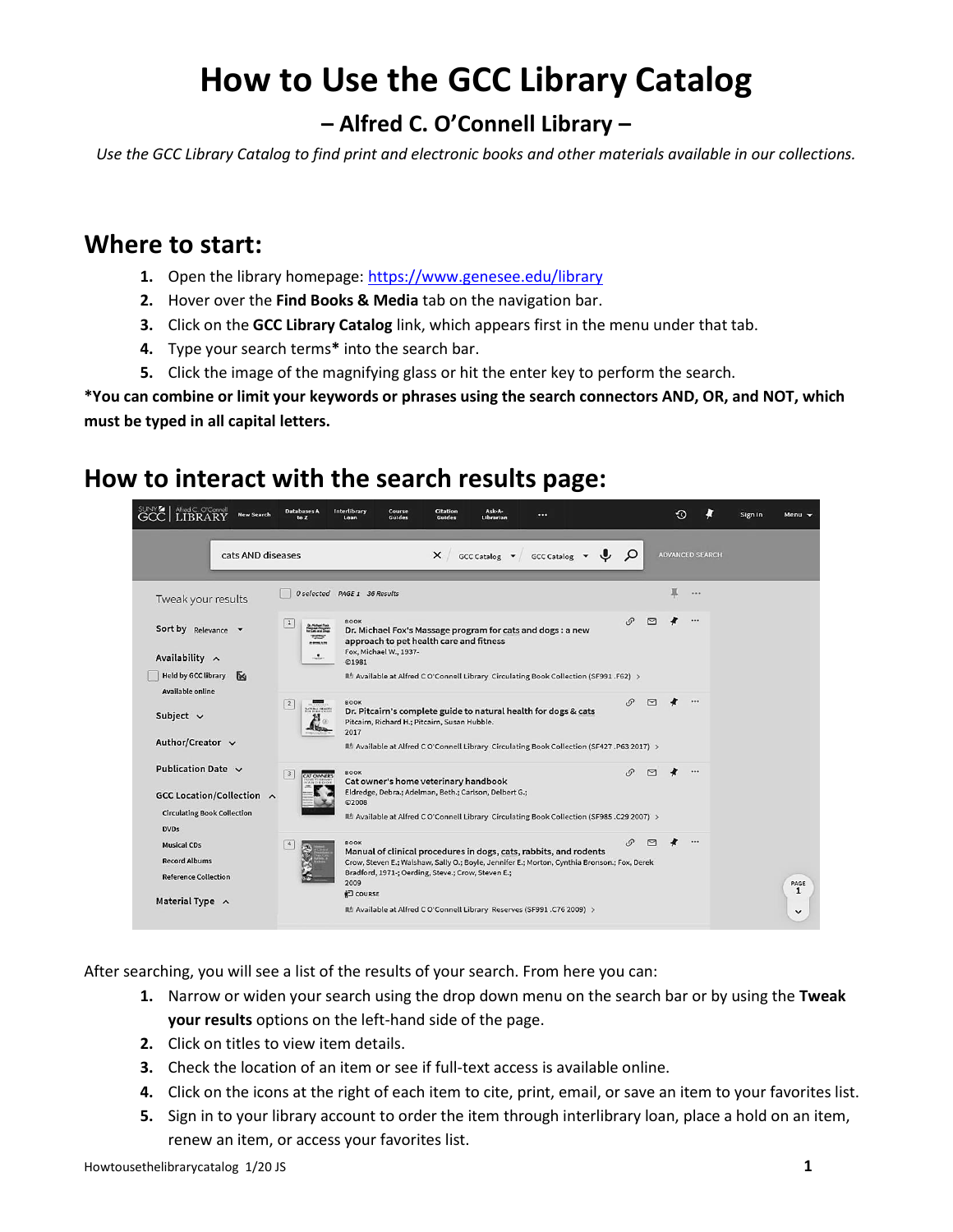# How to Use the GCC Library Catalog

## – Alfred C. O'Connell Library –

*Use the GCC Library Catalog to find print and electronic books and other materials available in our collections.*

## Where to start:

1. Open the library homepage: https://www.genesee.edu/library
2. Hover over the **Find Books & Media** tab on the navigation bar.
3. Click on the **GCC Library Catalog** link, which appears first in the menu under that tab.
4. Type your search terms* into the search bar.
5. Click the image of the magnifying glass or hit the enter key to perform the search.

***You can combine or limit your keywords or phrases using the search connectors AND, OR, and NOT, which must be typed in all capital letters.**

## How to interact with the search results page:

After searching, you will see a list of the results of your search. From here you can:

1. Narrow or widen your search using the drop down menu on the search bar or by using the **Tweak your results** options on the left-hand side of the page.
2. Click on titles to view item details.
3. Check the location of an item or see if full-text access is available online.
4. Click on the icons at the right of each item to cite, print, email, or save an item to your favorites list.
5. Sign in to your library account to order the item through interlibrary loan, place a hold on an item, renew an item, or access your favorites list.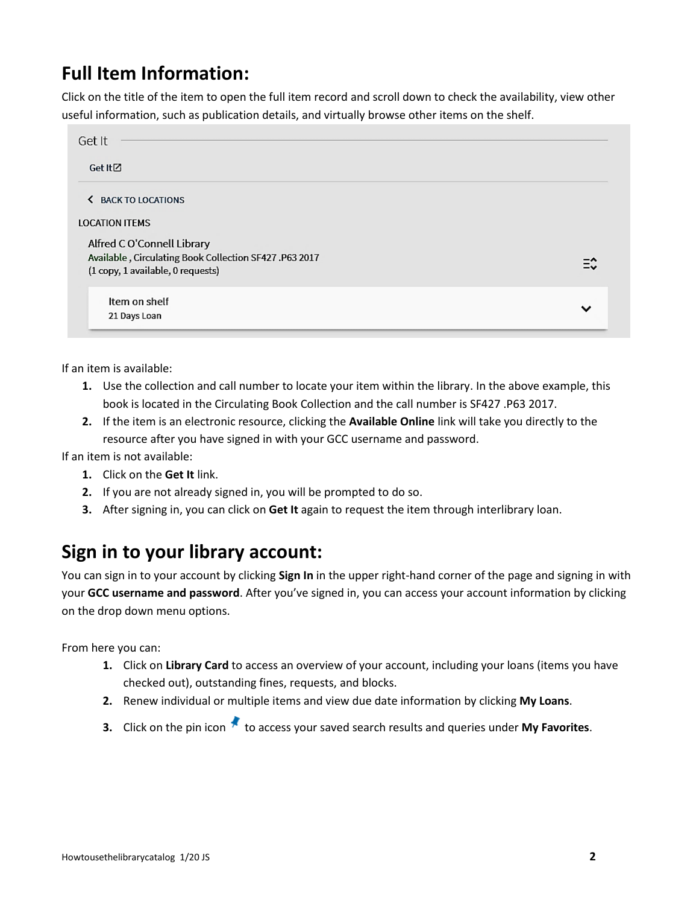## Full Item Information:

Click on the title of the item to open the full item record and scroll down to check the availability, view other useful information, such as publication details, and virtually browse other items on the shelf.

Get It

Get It

BACK TO LOCATIONS

LOCATION ITEMS

Alfred C O'Connell Library
Available , Circulating Book Collection SF427 .P63 2017
(1 copy, 1 available, 0 requests)

Item on shelf
21 Days Loan

If an item is available:

1. Use the collection and call number to locate your item within the library. In the above example, this book is located in the Circulating Book Collection and the call number is SF427 .P63 2017.
2. If the item is an electronic resource, clicking the **Available Online** link will take you directly to the resource after you have signed in with your GCC username and password.

If an item is not available:

1. Click on the **Get It** link.
2. If you are not already signed in, you will be prompted to do so.
3. After signing in, you can click on **Get It** again to request the item through interlibrary loan.

## Sign in to your library account:

You can sign in to your account by clicking **Sign In** in the upper right-hand corner of the page and signing in with your **GCC username and password**. After you've signed in, you can access your account information by clicking on the drop down menu options.

From here you can:

1. Click on **Library Card** to access an overview of your account, including your loans (items you have checked out), outstanding fines, requests, and blocks.
2. Renew individual or multiple items and view due date information by clicking **My Loans**.
3. Click on the pin icon to access your saved search results and queries under **My Favorites**.